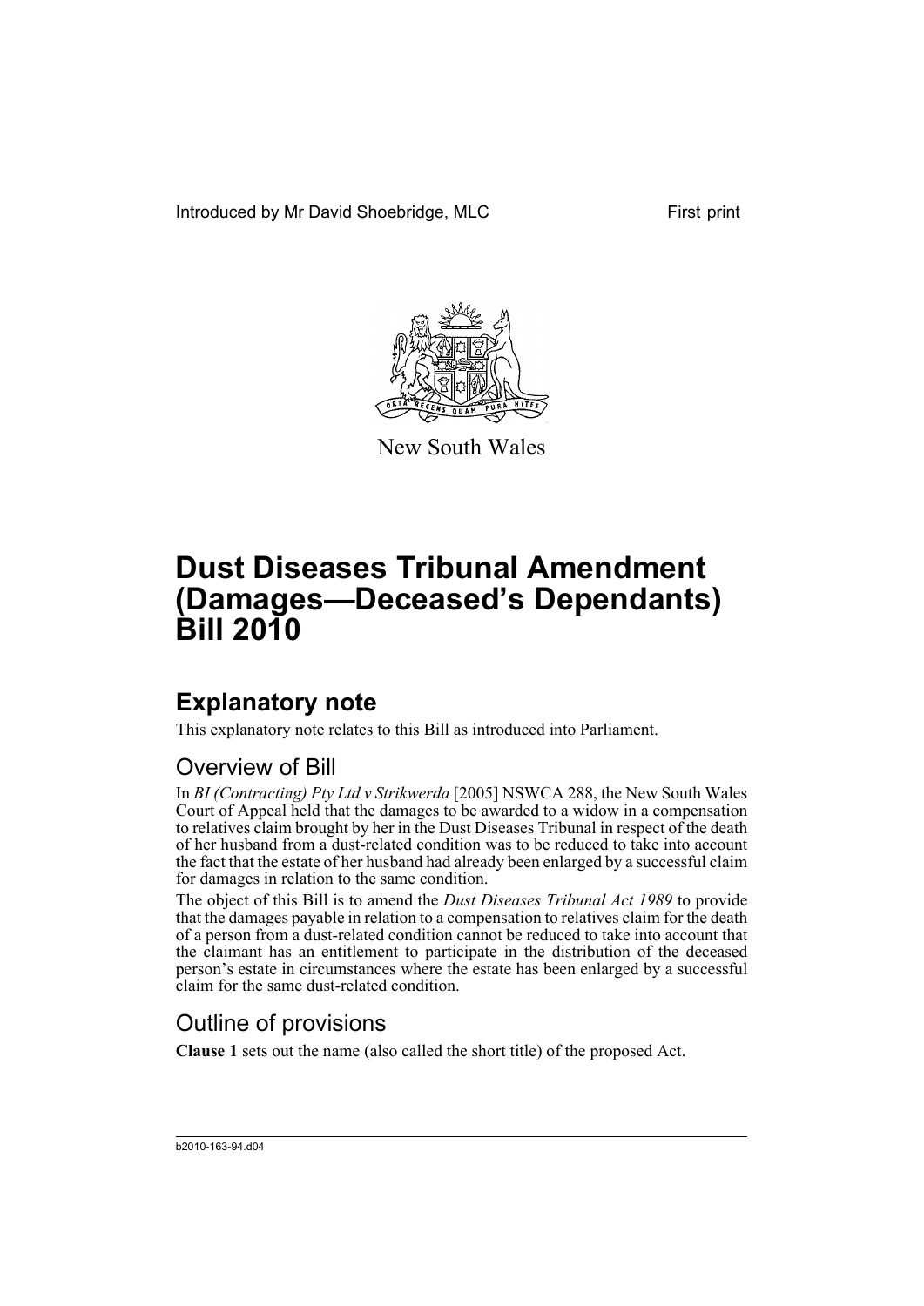Introduced by Mr David Shoebridge, MLC

First print

New South Wales

# Dust Diseases Tribunal Amendment (Damages—Deceased's Dependants) Bill 2010

## Explanatory note

This explanatory note relates to this Bill as introduced into Parliament.

### Overview of Bill

In *BI (Contracting) Pty Ltd v Strikwerda* [2005] NSWCA 288, the New South Wales Court of Appeal held that the damages to be awarded to a widow in a compensation to relatives claim brought by her in the Dust Diseases Tribunal in respect of the death of her husband from a dust-related condition was to be reduced to take into account the fact that the estate of her husband had already been enlarged by a successful claim for damages in relation to the same condition.

The object of this Bill is to amend the *Dust Diseases Tribunal Act 1989* to provide that the damages payable in relation to a compensation to relatives claim for the death of a person from a dust-related condition cannot be reduced to take into account that the claimant has an entitlement to participate in the distribution of the deceased person's estate in circumstances where the estate has been enlarged by a successful claim for the same dust-related condition.

### Outline of provisions

**Clause 1** sets out the name (also called the short title) of the proposed Act.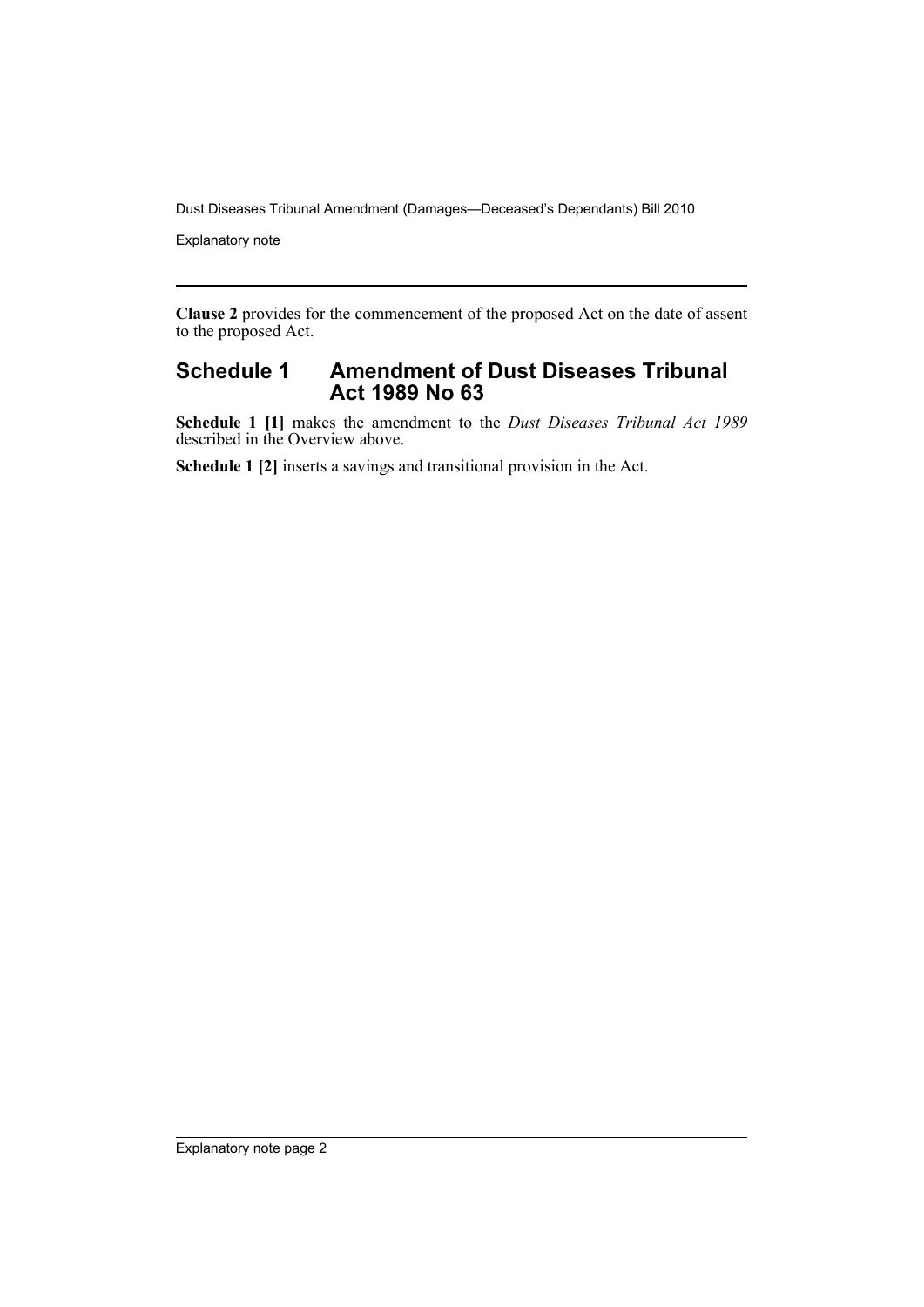**Clause 2** provides for the commencement of the proposed Act on the date of assent to the proposed Act.

## Schedule 1 Amendment of Dust Diseases Tribunal Act 1989 No 63

**Schedule 1 [1]** makes the amendment to the *Dust Diseases Tribunal Act 1989* described in the Overview above.

**Schedule 1 [2]** inserts a savings and transitional provision in the Act.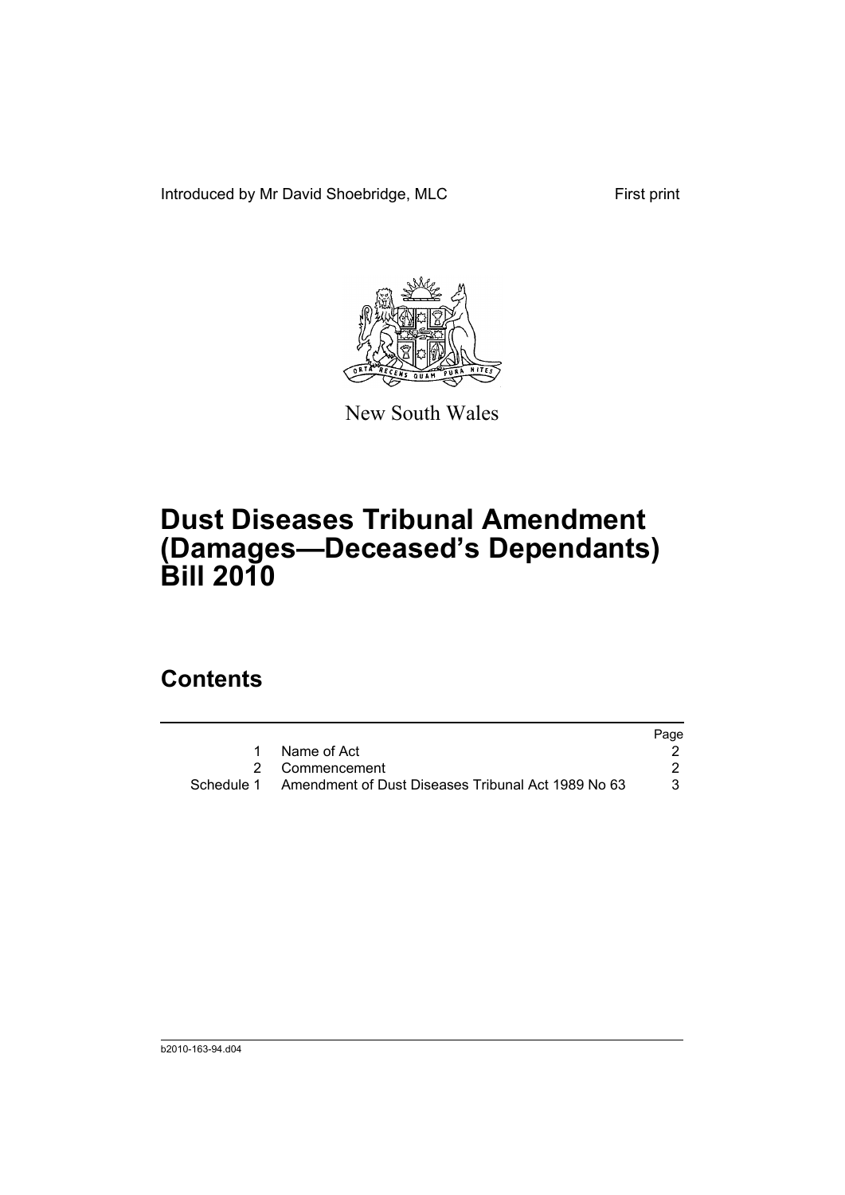Introduced by Mr David Shoebridge, MLC

First print

New South Wales

# Dust Diseases Tribunal Amendment (Damages—Deceased's Dependants) Bill 2010

## Contents

| | | Page |
|---|---|---|
| 1 | Name of Act | 2 |
| 2 | Commencement | 2 |
| Schedule 1 | Amendment of Dust Diseases Tribunal Act 1989 No 63 | 3 |

b2010-163-94.d04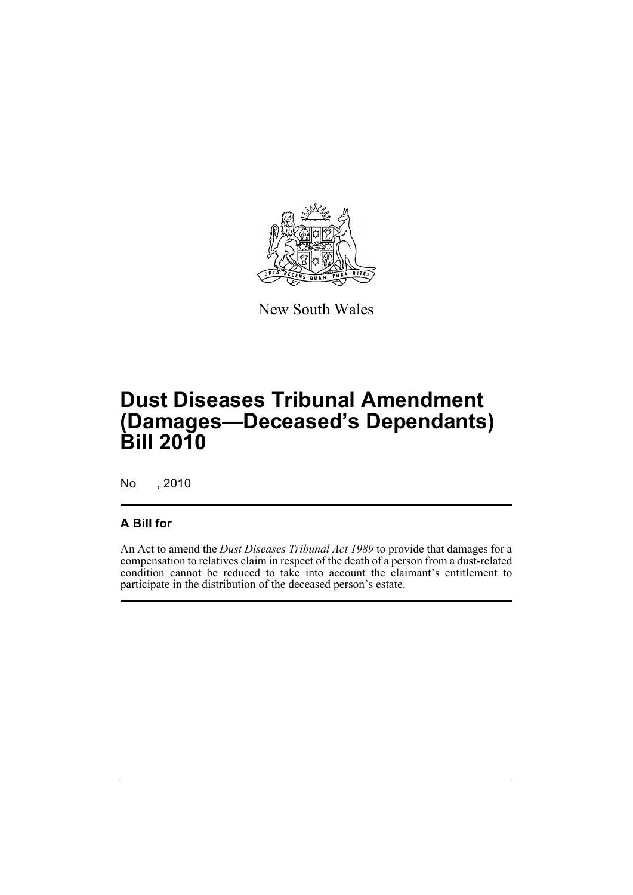New South Wales

# Dust Diseases Tribunal Amendment (Damages—Deceased's Dependants) Bill 2010

No , 2010

## A Bill for

An Act to amend the *Dust Diseases Tribunal Act 1989* to provide that damages for a compensation to relatives claim in respect of the death of a person from a dust-related condition cannot be reduced to take into account the claimant's entitlement to participate in the distribution of the deceased person's estate.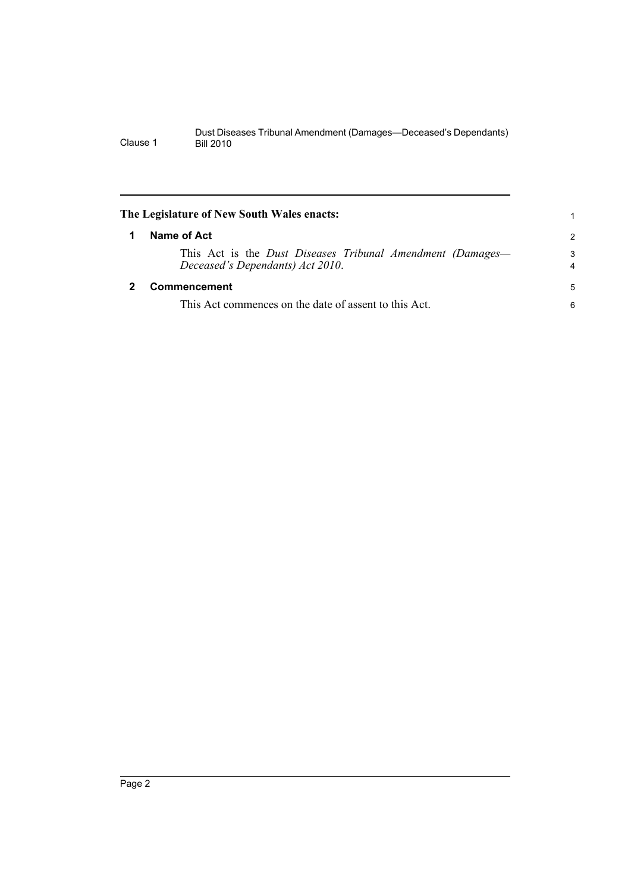**The Legislature of New South Wales enacts:**

## 1 Name of Act

This Act is the *Dust Diseases Tribunal Amendment (Damages—Deceased's Dependants) Act 2010*.

## 2 Commencement

This Act commences on the date of assent to this Act.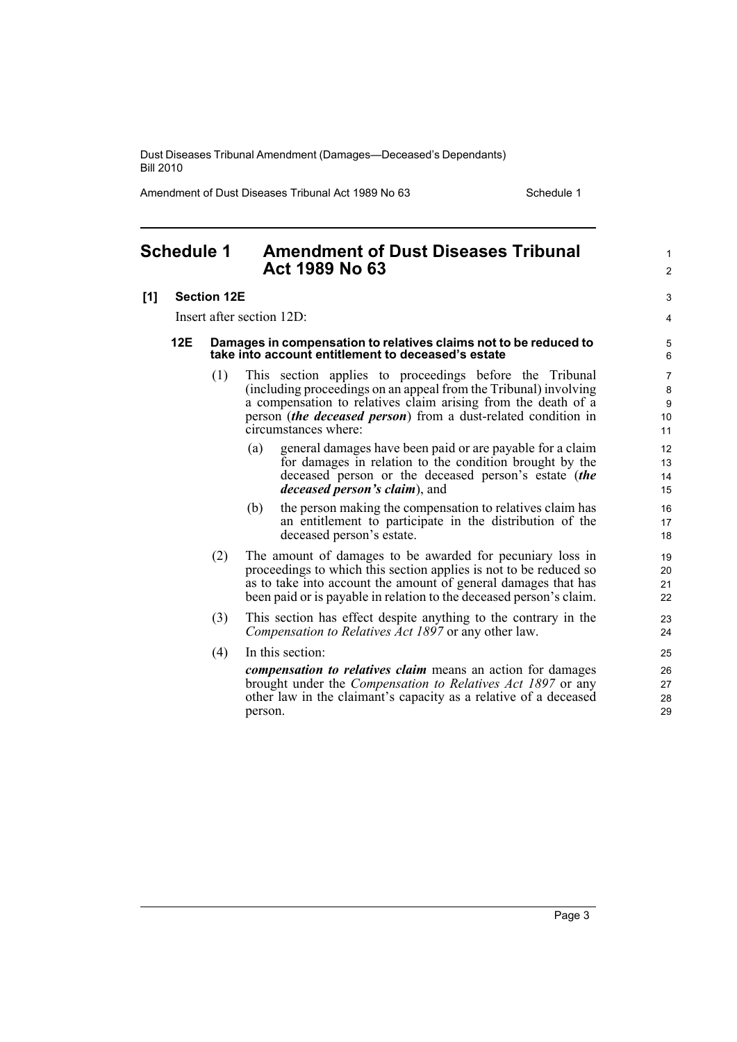## Schedule 1 Amendment of Dust Diseases Tribunal Act 1989 No 63

**[1] Section 12E**

Insert after section 12D:

**12E Damages in compensation to relatives claims not to be reduced to take into account entitlement to deceased's estate**

(1) This section applies to proceedings before the Tribunal (including proceedings on an appeal from the Tribunal) involving a compensation to relatives claim arising from the death of a person (***the deceased person***) from a dust-related condition in circumstances where:

(a) general damages have been paid or are payable for a claim for damages in relation to the condition brought by the deceased person or the deceased person's estate (***the deceased person's claim***), and

(b) the person making the compensation to relatives claim has an entitlement to participate in the distribution of the deceased person's estate.

(2) The amount of damages to be awarded for pecuniary loss in proceedings to which this section applies is not to be reduced so as to take into account the amount of general damages that has been paid or is payable in relation to the deceased person's claim.

(3) This section has effect despite anything to the contrary in the *Compensation to Relatives Act 1897* or any other law.

(4) In this section:

***compensation to relatives claim*** means an action for damages brought under the *Compensation to Relatives Act 1897* or any other law in the claimant's capacity as a relative of a deceased person.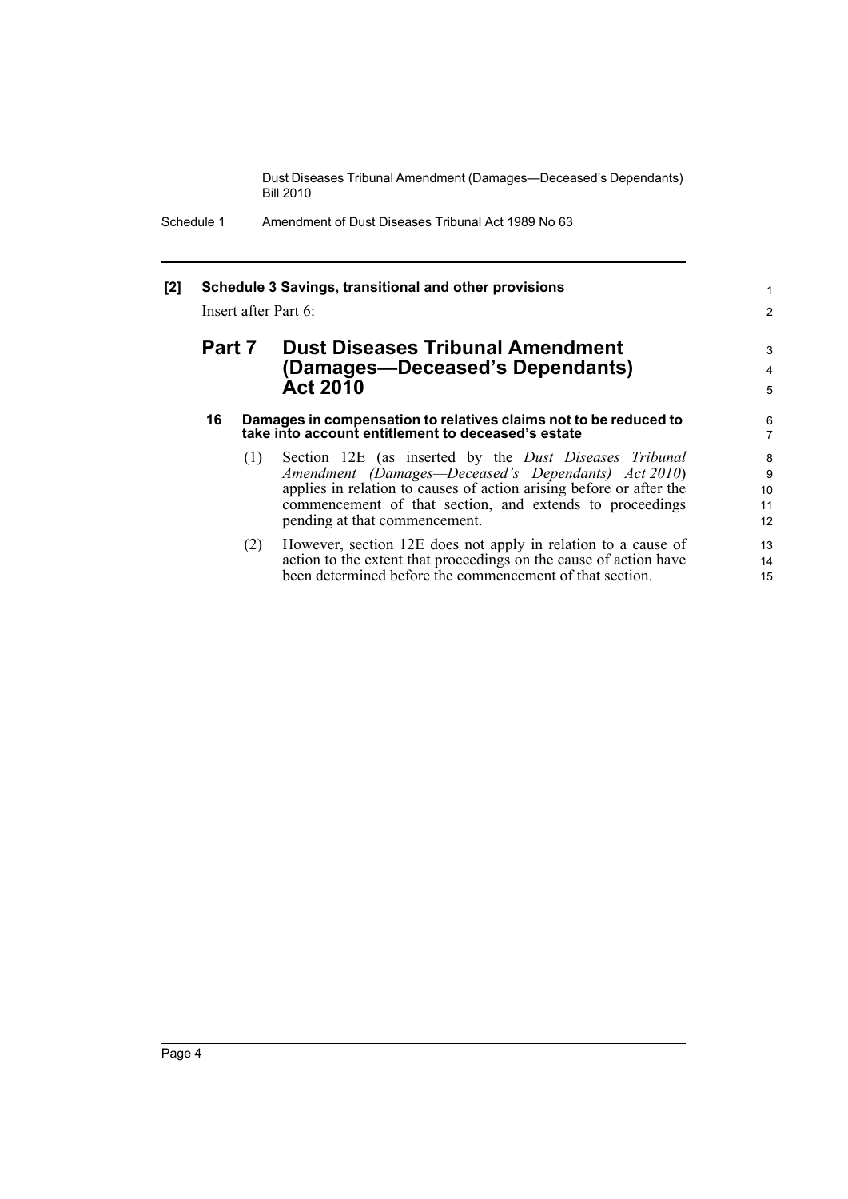**[2] Schedule 3 Savings, transitional and other provisions**

Insert after Part 6:

## Part 7 Dust Diseases Tribunal Amendment (Damages—Deceased's Dependants) Act 2010

### 16 Damages in compensation to relatives claims not to be reduced to take into account entitlement to deceased's estate

(1) Section 12E (as inserted by the *Dust Diseases Tribunal Amendment (Damages—Deceased's Dependants) Act 2010*) applies in relation to causes of action arising before or after the commencement of that section, and extends to proceedings pending at that commencement.

(2) However, section 12E does not apply in relation to a cause of action to the extent that proceedings on the cause of action have been determined before the commencement of that section.